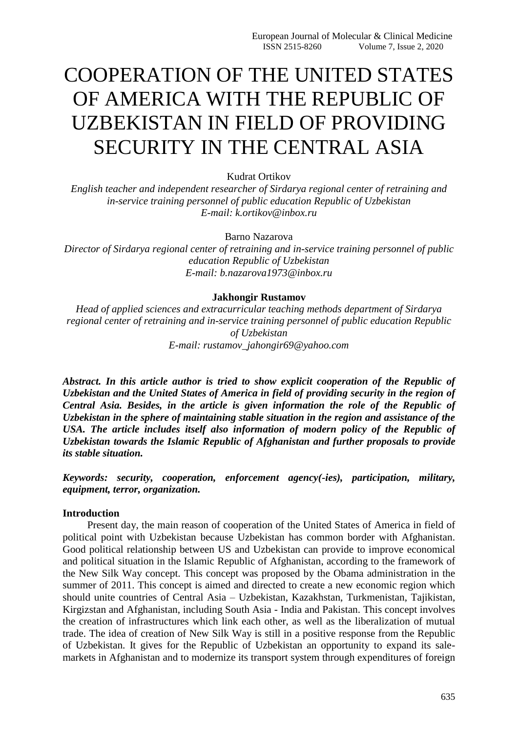# COOPERATION OF THE UNITED STATES OF AMERICA WITH THE REPUBLIC OF UZBEKISTAN IN FIELD OF PROVIDING SECURITY IN THE CENTRAL ASIA

Kudrat Ortikov

*English teacher and independent researcher of Sirdarya regional center of retraining and in-service training personnel of public education Republic of Uzbekistan*
*E-mail: k.ortikov@inbox.ru*

Barno Nazarova

*Director of Sirdarya regional center of retraining and in-service training personnel of public education Republic of Uzbekistan*
*E-mail: b.nazarova1973@inbox.ru*

**Jakhongir Rustamov**

*Head of applied sciences and extracurricular teaching methods department of Sirdarya regional center of retraining and in-service training personnel of public education Republic of Uzbekistan*
*E-mail: rustamov_jahongir69@yahoo.com*

***Abstract. In this article author is tried to show explicit cooperation of the Republic of Uzbekistan and the United States of America in field of providing security in the region of Central Asia. Besides, in the article is given information the role of the Republic of Uzbekistan in the sphere of maintaining stable situation in the region and assistance of the USA. The article includes itself also information of modern policy of the Republic of Uzbekistan towards the Islamic Republic of Afghanistan and further proposals to provide its stable situation.***

***Keywords: security, cooperation, enforcement agency(-ies), participation, military, equipment, terror, organization.***

## Introduction

Present day, the main reason of cooperation of the United States of America in field of political point with Uzbekistan because Uzbekistan has common border with Afghanistan. Good political relationship between US and Uzbekistan can provide to improve economical and political situation in the Islamic Republic of Afghanistan, according to the framework of the New Silk Way concept. This concept was proposed by the Obama administration in the summer of 2011. This concept is aimed and directed to create a new economic region which should unite countries of Central Asia – Uzbekistan, Kazakhstan, Turkmenistan, Tajikistan, Kirgizstan and Afghanistan, including South Asia - India and Pakistan. This concept involves the creation of infrastructures which link each other, as well as the liberalization of mutual trade. The idea of creation of New Silk Way is still in a positive response from the Republic of Uzbekistan. It gives for the Republic of Uzbekistan an opportunity to expand its sale-markets in Afghanistan and to modernize its transport system through expenditures of foreign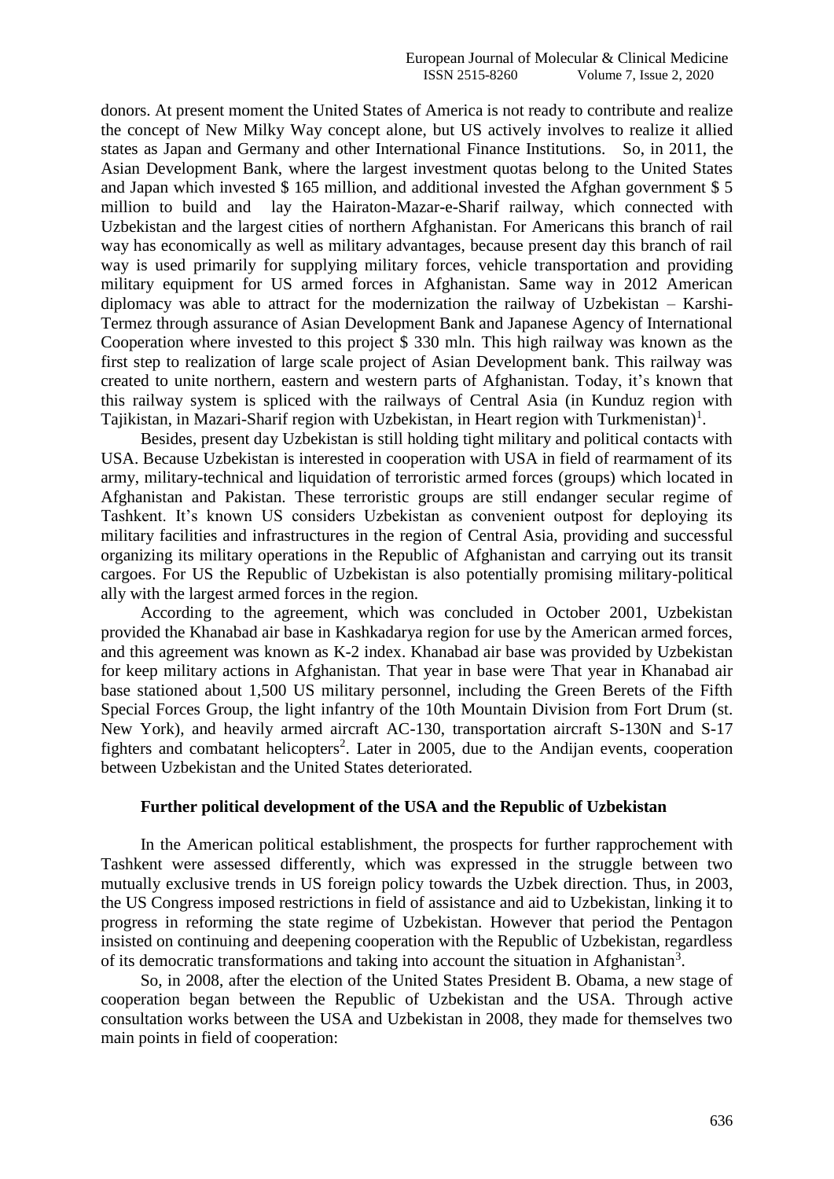donors. At present moment the United States of America is not ready to contribute and realize the concept of New Milky Way concept alone, but US actively involves to realize it allied states as Japan and Germany and other International Finance Institutions. So, in 2011, the Asian Development Bank, where the largest investment quotas belong to the United States and Japan which invested $ 165 million, and additional invested the Afghan government $ 5 million to build and lay the Hairaton-Mazar-e-Sharif railway, which connected with Uzbekistan and the largest cities of northern Afghanistan. For Americans this branch of rail way has economically as well as military advantages, because present day this branch of rail way is used primarily for supplying military forces, vehicle transportation and providing military equipment for US armed forces in Afghanistan. Same way in 2012 American diplomacy was able to attract for the modernization the railway of Uzbekistan – Karshi-Termez through assurance of Asian Development Bank and Japanese Agency of International Cooperation where invested to this project $ 330 mln. This high railway was known as the first step to realization of large scale project of Asian Development bank. This railway was created to unite northern, eastern and western parts of Afghanistan. Today, it's known that this railway system is spliced with the railways of Central Asia (in Kunduz region with Tajikistan, in Mazari-Sharif region with Uzbekistan, in Heart region with Turkmenistan)[1].

Besides, present day Uzbekistan is still holding tight military and political contacts with USA. Because Uzbekistan is interested in cooperation with USA in field of rearmament of its army, military-technical and liquidation of terroristic armed forces (groups) which located in Afghanistan and Pakistan. These terroristic groups are still endanger secular regime of Tashkent. It's known US considers Uzbekistan as convenient outpost for deploying its military facilities and infrastructures in the region of Central Asia, providing and successful organizing its military operations in the Republic of Afghanistan and carrying out its transit cargoes. For US the Republic of Uzbekistan is also potentially promising military-political ally with the largest armed forces in the region.

According to the agreement, which was concluded in October 2001, Uzbekistan provided the Khanabad air base in Kashkadarya region for use by the American armed forces, and this agreement was known as K-2 index. Khanabad air base was provided by Uzbekistan for keep military actions in Afghanistan. That year in base were That year in Khanabad air base stationed about 1,500 US military personnel, including the Green Berets of the Fifth Special Forces Group, the light infantry of the 10th Mountain Division from Fort Drum (st. New York), and heavily armed aircraft AC-130, transportation aircraft S-130N and S-17 fighters and combatant helicopters[2]. Later in 2005, due to the Andijan events, cooperation between Uzbekistan and the United States deteriorated.

### Further political development of the USA and the Republic of Uzbekistan

In the American political establishment, the prospects for further rapprochement with Tashkent were assessed differently, which was expressed in the struggle between two mutually exclusive trends in US foreign policy towards the Uzbek direction. Thus, in 2003, the US Congress imposed restrictions in field of assistance and aid to Uzbekistan, linking it to progress in reforming the state regime of Uzbekistan. However that period the Pentagon insisted on continuing and deepening cooperation with the Republic of Uzbekistan, regardless of its democratic transformations and taking into account the situation in Afghanistan[3].

So, in 2008, after the election of the United States President B. Obama, a new stage of cooperation began between the Republic of Uzbekistan and the USA. Through active consultation works between the USA and Uzbekistan in 2008, they made for themselves two main points in field of cooperation: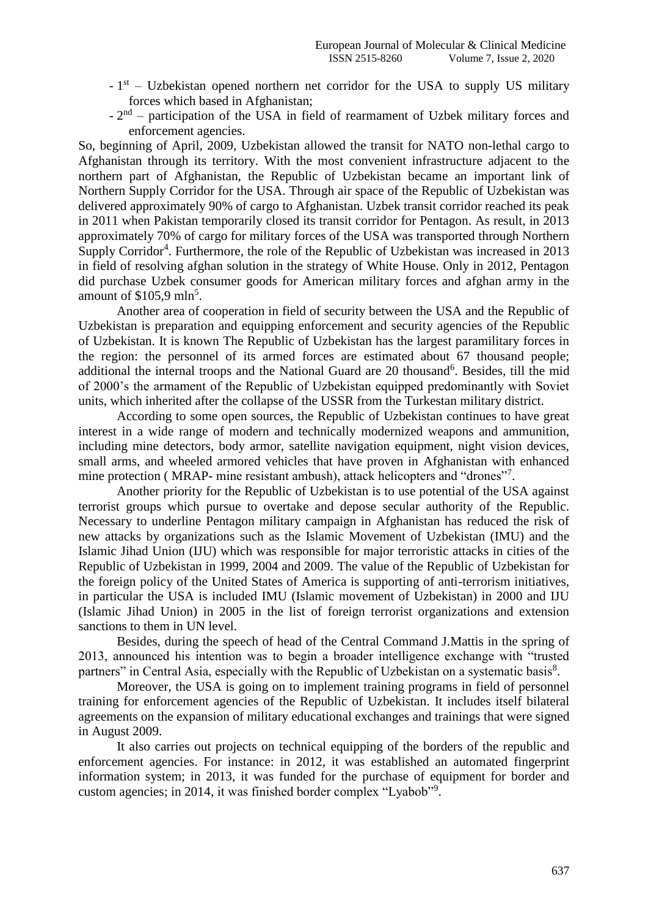- 1st – Uzbekistan opened northern net corridor for the USA to supply US military forces which based in Afghanistan;
- 2nd – participation of the USA in field of rearmament of Uzbek military forces and enforcement agencies.

So, beginning of April, 2009, Uzbekistan allowed the transit for NATO non-lethal cargo to Afghanistan through its territory. With the most convenient infrastructure adjacent to the northern part of Afghanistan, the Republic of Uzbekistan became an important link of Northern Supply Corridor for the USA. Through air space of the Republic of Uzbekistan was delivered approximately 90% of cargo to Afghanistan. Uzbek transit corridor reached its peak in 2011 when Pakistan temporarily closed its transit corridor for Pentagon. As result, in 2013 approximately 70% of cargo for military forces of the USA was transported through Northern Supply Corridor[4]. Furthermore, the role of the Republic of Uzbekistan was increased in 2013 in field of resolving afghan solution in the strategy of White House. Only in 2012, Pentagon did purchase Uzbek consumer goods for American military forces and afghan army in the amount of $105,9 mln[5].

Another area of cooperation in field of security between the USA and the Republic of Uzbekistan is preparation and equipping enforcement and security agencies of the Republic of Uzbekistan. It is known The Republic of Uzbekistan has the largest paramilitary forces in the region: the personnel of its armed forces are estimated about 67 thousand people; additional the internal troops and the National Guard are 20 thousand[6]. Besides, till the mid of 2000's the armament of the Republic of Uzbekistan equipped predominantly with Soviet units, which inherited after the collapse of the USSR from the Turkestan military district.

According to some open sources, the Republic of Uzbekistan continues to have great interest in a wide range of modern and technically modernized weapons and ammunition, including mine detectors, body armor, satellite navigation equipment, night vision devices, small arms, and wheeled armored vehicles that have proven in Afghanistan with enhanced mine protection ( MRAP- mine resistant ambush), attack helicopters and "drones"[7].

Another priority for the Republic of Uzbekistan is to use potential of the USA against terrorist groups which pursue to overtake and depose secular authority of the Republic. Necessary to underline Pentagon military campaign in Afghanistan has reduced the risk of new attacks by organizations such as the Islamic Movement of Uzbekistan (IMU) and the Islamic Jihad Union (IJU) which was responsible for major terroristic attacks in cities of the Republic of Uzbekistan in 1999, 2004 and 2009. The value of the Republic of Uzbekistan for the foreign policy of the United States of America is supporting of anti-terrorism initiatives, in particular the USA is included IMU (Islamic movement of Uzbekistan) in 2000 and IJU (Islamic Jihad Union) in 2005 in the list of foreign terrorist organizations and extension sanctions to them in UN level.

Besides, during the speech of head of the Central Command J.Mattis in the spring of 2013, announced his intention was to begin a broader intelligence exchange with "trusted partners" in Central Asia, especially with the Republic of Uzbekistan on a systematic basis[8].

Moreover, the USA is going on to implement training programs in field of personnel training for enforcement agencies of the Republic of Uzbekistan. It includes itself bilateral agreements on the expansion of military educational exchanges and trainings that were signed in August 2009.

It also carries out projects on technical equipping of the borders of the republic and enforcement agencies. For instance: in 2012, it was established an automated fingerprint information system; in 2013, it was funded for the purchase of equipment for border and custom agencies; in 2014, it was finished border complex "Lyabob"[9].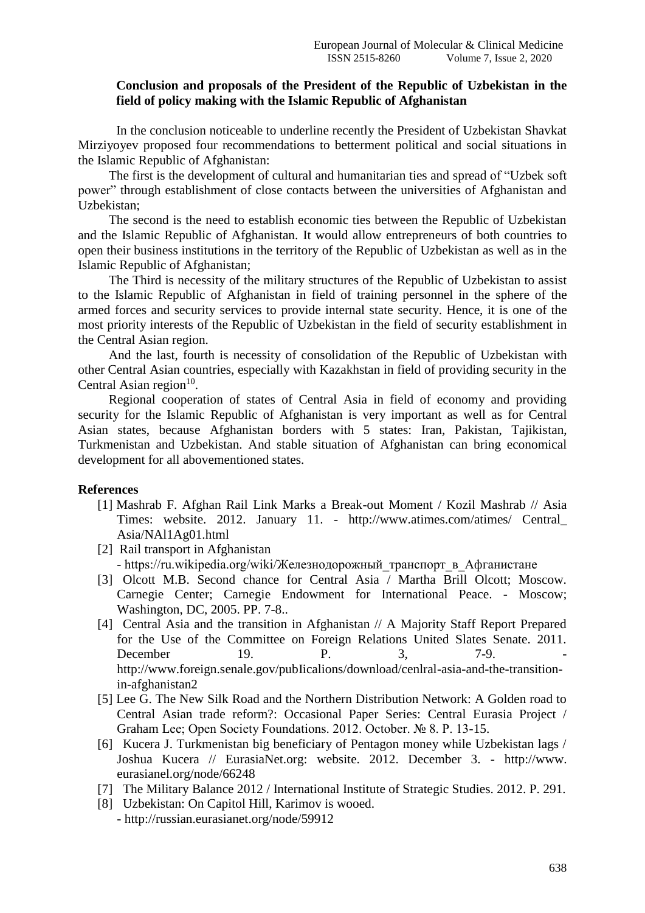**Conclusion and proposals of the President of the Republic of Uzbekistan in the field of policy making with the Islamic Republic of Afghanistan**

In the conclusion noticeable to underline recently the President of Uzbekistan Shavkat Mirziyoyev proposed four recommendations to betterment political and social situations in the Islamic Republic of Afghanistan:

The first is the development of cultural and humanitarian ties and spread of "Uzbek soft power" through establishment of close contacts between the universities of Afghanistan and Uzbekistan;

The second is the need to establish economic ties between the Republic of Uzbekistan and the Islamic Republic of Afghanistan. It would allow entrepreneurs of both countries to open their business institutions in the territory of the Republic of Uzbekistan as well as in the Islamic Republic of Afghanistan;

The Third is necessity of the military structures of the Republic of Uzbekistan to assist to the Islamic Republic of Afghanistan in field of training personnel in the sphere of the armed forces and security services to provide internal state security. Hence, it is one of the most priority interests of the Republic of Uzbekistan in the field of security establishment in the Central Asian region.

And the last, fourth is necessity of consolidation of the Republic of Uzbekistan with other Central Asian countries, especially with Kazakhstan in field of providing security in the Central Asian region[10].

Regional cooperation of states of Central Asia in field of economy and providing security for the Islamic Republic of Afghanistan is very important as well as for Central Asian states, because Afghanistan borders with 5 states: Iran, Pakistan, Tajikistan, Turkmenistan and Uzbekistan. And stable situation of Afghanistan can bring economical development for all abovementioned states.

**References**

[1] Mashrab F. Afghan Rail Link Marks a Break-out Moment / Kozil Mashrab // Asia Times: website. 2012. January 11. - http://www.atimes.com/atimes/ Central_ Asia/NAl1Ag01.html

[2] Rail transport in Afghanistan - https://ru.wikipedia.org/wiki/Железнодорожный_транспорт_в_Афганистане

[3] Olcott M.B. Second chance for Central Asia / Martha Brill Olcott; Moscow. Carnegie Center; Carnegie Endowment for International Peace. - Moscow; Washington, DC, 2005. PP. 7-8..

[4] Central Asia and the transition in Afghanistan // A Majority Staff Report Prepared for the Use of the Committee on Foreign Relations United Slates Senate. 2011. December 19. P. 3, 7-9. - http://www.foreign.senale.gov/pubIicalions/download/cenlral-asia-and-the-transition-in-afghanistan2

[5] Lee G. The New Silk Road and the Northern Distribution Network: A Golden road to Central Asian trade reform?: Occasional Paper Series: Central Eurasia Project / Graham Lee; Open Society Foundations. 2012. October. № 8. P. 13-15.

[6] Kucera J. Turkmenistan big beneficiary of Pentagon money while Uzbekistan lags / Joshua Kucera // EurasiaNet.org: website. 2012. December 3. - http://www. eurasianel.org/node/66248

[7] The Military Balance 2012 / International Institute of Strategic Studies. 2012. P. 291.

[8] Uzbekistan: On Capitol Hill, Karimov is wooed. - http://russian.eurasianet.org/node/59912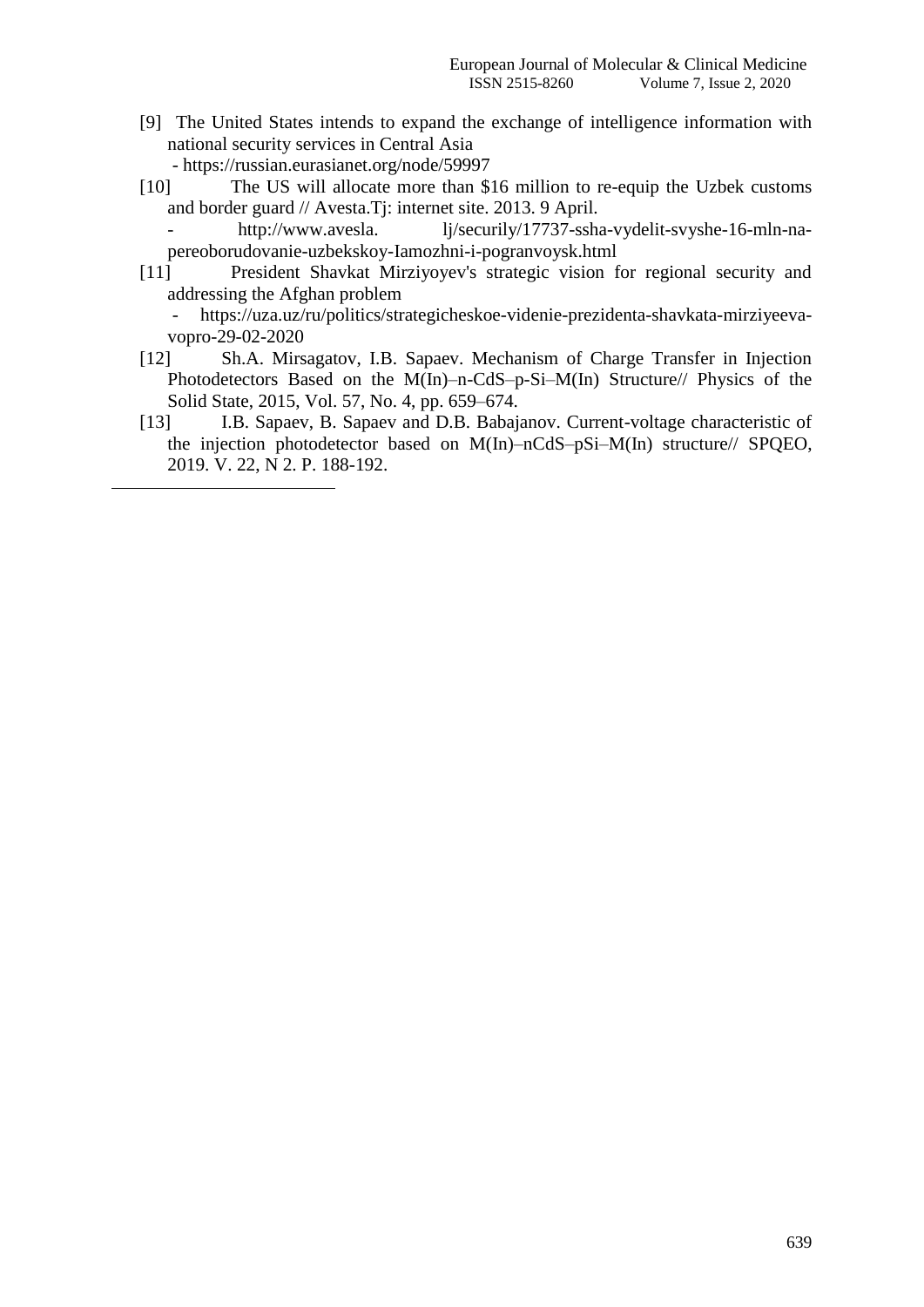[9] The United States intends to expand the exchange of intelligence information with national security services in Central Asia
 - https://russian.eurasianet.org/node/59997

[10] The US will allocate more than $16 million to re-equip the Uzbek customs and border guard // Avesta.Tj: internet site. 2013. 9 April.
 - http://www.avesla. lj/securily/17737-ssha-vydelit-svyshe-16-mln-na-pereoborudovanie-uzbekskoy-Iamozhni-i-pogranvoysk.html

[11] President Shavkat Mirziyoyev's strategic vision for regional security and addressing the Afghan problem
 - https://uza.uz/ru/politics/strategicheskoe-videnie-prezidenta-shavkata-mirziyeeva-vopro-29-02-2020

[12] Sh.A. Mirsagatov, I.B. Sapaev. Mechanism of Charge Transfer in Injection Photodetectors Based on the M(In)–n-CdS–p-Si–M(In) Structure// Physics of the Solid State, 2015, Vol. 57, No. 4, pp. 659–674.

[13] I.B. Sapaev, B. Sapaev and D.B. Babajanov. Current-voltage characteristic of the injection photodetector based on M(In)–nCdS–pSi–M(In) structure// SPQEO, 2019. V. 22, N 2. P. 188-192.